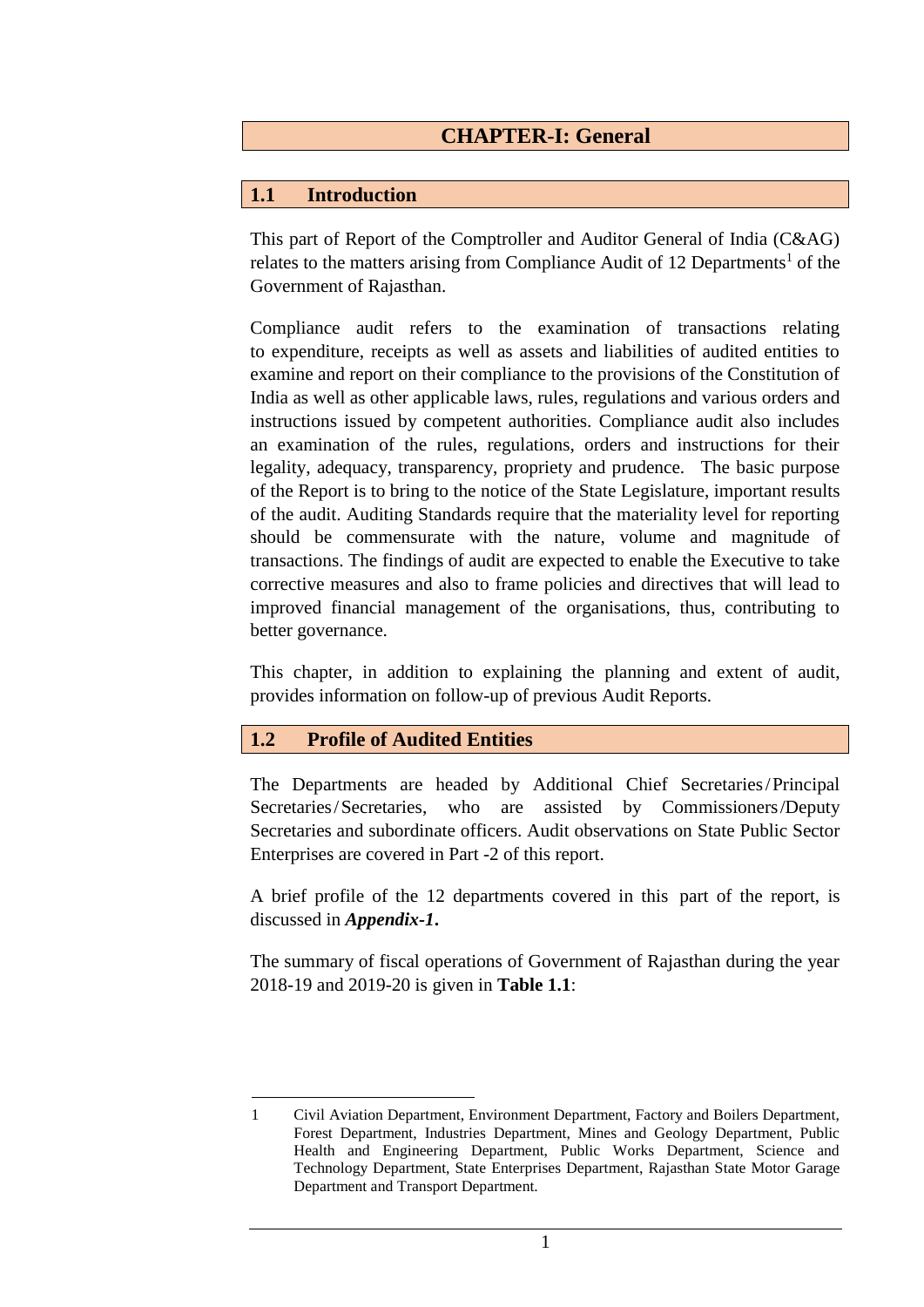# CHAPTER-I: General

## 1.1 Introduction

This part of Report of the Comptroller and Auditor General of India (C&AG) relates to the matters arising from Compliance Audit of 12 Departments[1] of the Government of Rajasthan.

Compliance audit refers to the examination of transactions relating to expenditure, receipts as well as assets and liabilities of audited entities to examine and report on their compliance to the provisions of the Constitution of India as well as other applicable laws, rules, regulations and various orders and instructions issued by competent authorities. Compliance audit also includes an examination of the rules, regulations, orders and instructions for their legality, adequacy, transparency, propriety and prudence. The basic purpose of the Report is to bring to the notice of the State Legislature, important results of the audit. Auditing Standards require that the materiality level for reporting should be commensurate with the nature, volume and magnitude of transactions. The findings of audit are expected to enable the Executive to take corrective measures and also to frame policies and directives that will lead to improved financial management of the organisations, thus, contributing to better governance.

This chapter, in addition to explaining the planning and extent of audit, provides information on follow-up of previous Audit Reports.

## 1.2 Profile of Audited Entities

The Departments are headed by Additional Chief Secretaries/Principal Secretaries/Secretaries, who are assisted by Commissioners/Deputy Secretaries and subordinate officers. Audit observations on State Public Sector Enterprises are covered in Part -2 of this report.

A brief profile of the 12 departments covered in this part of the report, is discussed in ***Appendix-1***.

The summary of fiscal operations of Government of Rajasthan during the year 2018-19 and 2019-20 is given in **Table 1.1**:

---

1 Civil Aviation Department, Environment Department, Factory and Boilers Department, Forest Department, Industries Department, Mines and Geology Department, Public Health and Engineering Department, Public Works Department, Science and Technology Department, State Enterprises Department, Rajasthan State Motor Garage Department and Transport Department.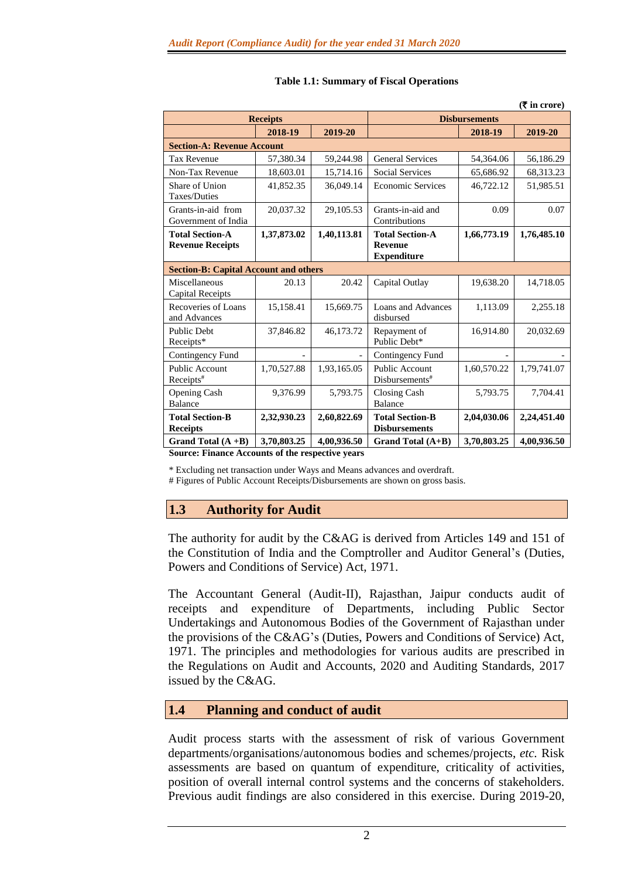**Table 1.1: Summary of Fiscal Operations**

(₹ in crore)

| Receipts | | | Disbursements | | |
|---|---|---|---|---|---|
| | 2018-19 | 2019-20 | | 2018-19 | 2019-20 |
| **Section-A: Revenue Account** | | | | | |
| Tax Revenue | 57,380.34 | 59,244.98 | General Services | 54,364.06 | 56,186.29 |
| Non-Tax Revenue | 18,603.01 | 15,714.16 | Social Services | 65,686.92 | 68,313.23 |
| Share of Union Taxes/Duties | 41,852.35 | 36,049.14 | Economic Services | 46,722.12 | 51,985.51 |
| Grants-in-aid from Government of India | 20,037.32 | 29,105.53 | Grants-in-aid and Contributions | 0.09 | 0.07 |
| **Total Section-A Revenue Receipts** | **1,37,873.02** | **1,40,113.81** | **Total Section-A Revenue Expenditure** | **1,66,773.19** | **1,76,485.10** |
| **Section-B: Capital Account and others** | | | | | |
| Miscellaneous Capital Receipts | 20.13 | 20.42 | Capital Outlay | 19,638.20 | 14,718.05 |
| Recoveries of Loans and Advances | 15,158.41 | 15,669.75 | Loans and Advances disbursed | 1,113.09 | 2,255.18 |
| Public Debt Receipts* | 37,846.82 | 46,173.72 | Repayment of Public Debt* | 16,914.80 | 20,032.69 |
| Contingency Fund | - | - | Contingency Fund | - | - |
| Public Account Receipts# | 1,70,527.88 | 1,93,165.05 | Public Account Disbursements# | 1,60,570.22 | 1,79,741.07 |
| Opening Cash Balance | 9,376.99 | 5,793.75 | Closing Cash Balance | 5,793.75 | 7,704.41 |
| **Total Section-B Receipts** | **2,32,930.23** | **2,60,822.69** | **Total Section-B Disbursements** | **2,04,030.06** | **2,24,451.40** |
| **Grand Total (A +B)** | **3,70,803.25** | **4,00,936.50** | **Grand Total (A+B)** | **3,70,803.25** | **4,00,936.50** |

**Source: Finance Accounts of the respective years**

\* Excluding net transaction under Ways and Means advances and overdraft.

# Figures of Public Account Receipts/Disbursements are shown on gross basis.

## 1.3 Authority for Audit

The authority for audit by the C&AG is derived from Articles 149 and 151 of the Constitution of India and the Comptroller and Auditor General's (Duties, Powers and Conditions of Service) Act, 1971.

The Accountant General (Audit-II), Rajasthan, Jaipur conducts audit of receipts and expenditure of Departments, including Public Sector Undertakings and Autonomous Bodies of the Government of Rajasthan under the provisions of the C&AG's (Duties, Powers and Conditions of Service) Act, 1971. The principles and methodologies for various audits are prescribed in the Regulations on Audit and Accounts, 2020 and Auditing Standards, 2017 issued by the C&AG.

## 1.4 Planning and conduct of audit

Audit process starts with the assessment of risk of various Government departments/organisations/autonomous bodies and schemes/projects, *etc.* Risk assessments are based on quantum of expenditure, criticality of activities, position of overall internal control systems and the concerns of stakeholders. Previous audit findings are also considered in this exercise. During 2019-20,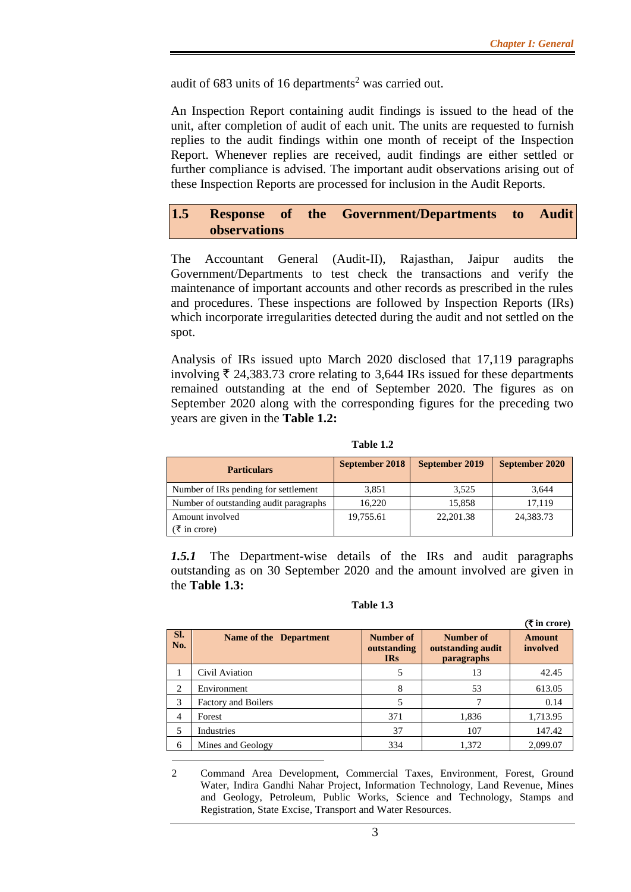audit of 683 units of 16 departments[2] was carried out.

An Inspection Report containing audit findings is issued to the head of the unit, after completion of audit of each unit. The units are requested to furnish replies to the audit findings within one month of receipt of the Inspection Report. Whenever replies are received, audit findings are either settled or further compliance is advised. The important audit observations arising out of these Inspection Reports are processed for inclusion in the Audit Reports.

## 1.5 Response of the Government/Departments to Audit observations

The Accountant General (Audit-II), Rajasthan, Jaipur audits the Government/Departments to test check the transactions and verify the maintenance of important accounts and other records as prescribed in the rules and procedures. These inspections are followed by Inspection Reports (IRs) which incorporate irregularities detected during the audit and not settled on the spot.

Analysis of IRs issued upto March 2020 disclosed that 17,119 paragraphs involving ₹ 24,383.73 crore relating to 3,644 IRs issued for these departments remained outstanding at the end of September 2020. The figures as on September 2020 along with the corresponding figures for the preceding two years are given in the **Table 1.2:**

**Table 1.2**

| Particulars | September 2018 | September 2019 | September 2020 |
|---|---|---|---|
| Number of IRs pending for settlement | 3,851 | 3,525 | 3,644 |
| Number of outstanding audit paragraphs | 16,220 | 15,858 | 17,119 |
| Amount involved (₹ in crore) | 19,755.61 | 22,201.38 | 24,383.73 |

***1.5.1*** The Department-wise details of the IRs and audit paragraphs outstanding as on 30 September 2020 and the amount involved are given in the **Table 1.3:**

**Table 1.3**

**(₹ in crore)**

| Sl. No. | Name of the Department | Number of outstanding IRs | Number of outstanding audit paragraphs | Amount involved |
|---|---|---|---|---|
| 1 | Civil Aviation | 5 | 13 | 42.45 |
| 2 | Environment | 8 | 53 | 613.05 |
| 3 | Factory and Boilers | 5 | 7 | 0.14 |
| 4 | Forest | 371 | 1,836 | 1,713.95 |
| 5 | Industries | 37 | 107 | 147.42 |
| 6 | Mines and Geology | 334 | 1,372 | 2,099.07 |

---

2 Command Area Development, Commercial Taxes, Environment, Forest, Ground Water, Indira Gandhi Nahar Project, Information Technology, Land Revenue, Mines and Geology, Petroleum, Public Works, Science and Technology, Stamps and Registration, State Excise, Transport and Water Resources.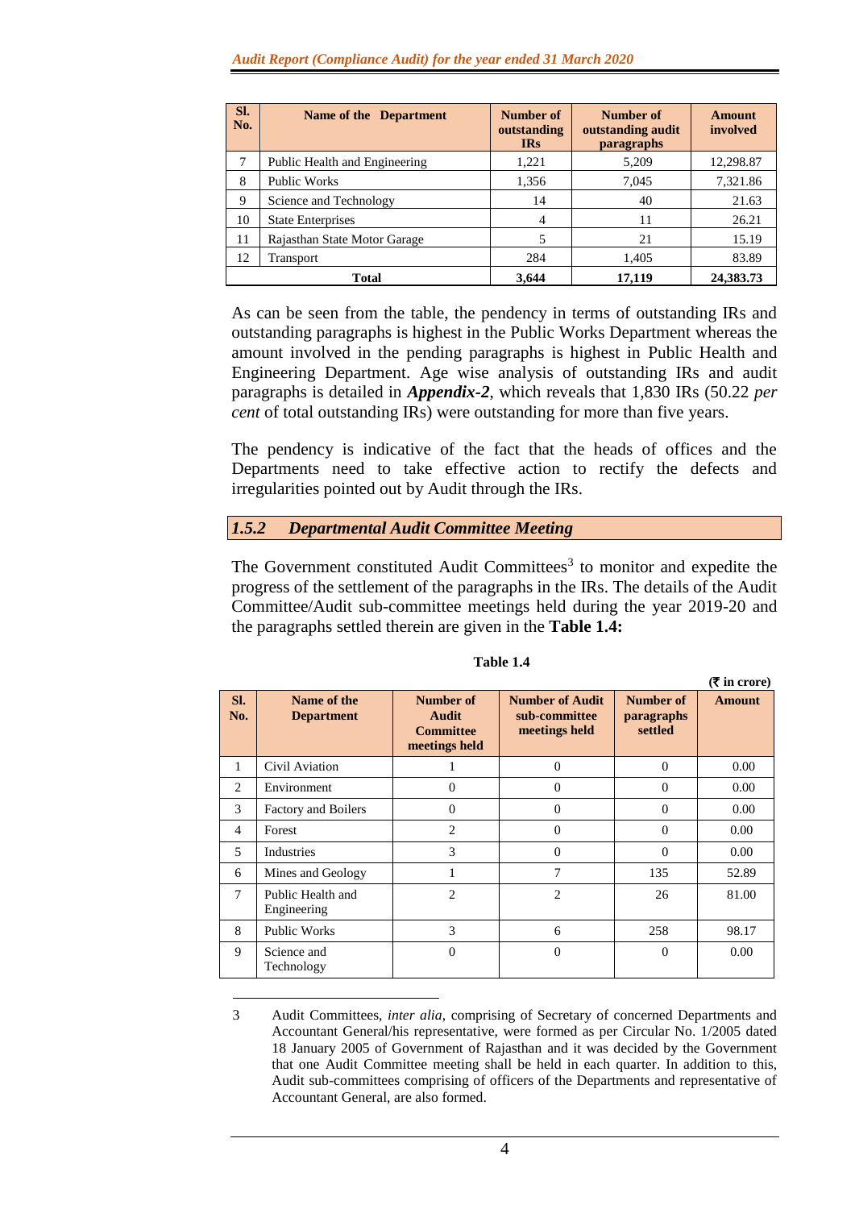| Sl. No. | Name of the Department | Number of outstanding IRs | Number of outstanding audit paragraphs | Amount involved |
|---|---|---|---|---|
| 7 | Public Health and Engineering | 1,221 | 5,209 | 12,298.87 |
| 8 | Public Works | 1,356 | 7,045 | 7,321.86 |
| 9 | Science and Technology | 14 | 40 | 21.63 |
| 10 | State Enterprises | 4 | 11 | 26.21 |
| 11 | Rajasthan State Motor Garage | 5 | 21 | 15.19 |
| 12 | Transport | 284 | 1,405 | 83.89 |
| | **Total** | **3,644** | **17,119** | **24,383.73** |

As can be seen from the table, the pendency in terms of outstanding IRs and outstanding paragraphs is highest in the Public Works Department whereas the amount involved in the pending paragraphs is highest in Public Health and Engineering Department. Age wise analysis of outstanding IRs and audit paragraphs is detailed in ***Appendix-2***, which reveals that 1,830 IRs (50.22 *per cent* of total outstanding IRs) were outstanding for more than five years.

The pendency is indicative of the fact that the heads of offices and the Departments need to take effective action to rectify the defects and irregularities pointed out by Audit through the IRs.

### *1.5.2 Departmental Audit Committee Meeting*

The Government constituted Audit Committees[3] to monitor and expedite the progress of the settlement of the paragraphs in the IRs. The details of the Audit Committee/Audit sub-committee meetings held during the year 2019-20 and the paragraphs settled therein are given in the **Table 1.4:**

**Table 1.4**

(₹ in crore)

| Sl. No. | Name of the Department | Number of Audit Committee meetings held | Number of Audit sub-committee meetings held | Number of paragraphs settled | Amount |
|---|---|---|---|---|---|
| 1 | Civil Aviation | 1 | 0 | 0 | 0.00 |
| 2 | Environment | 0 | 0 | 0 | 0.00 |
| 3 | Factory and Boilers | 0 | 0 | 0 | 0.00 |
| 4 | Forest | 2 | 0 | 0 | 0.00 |
| 5 | Industries | 3 | 0 | 0 | 0.00 |
| 6 | Mines and Geology | 1 | 7 | 135 | 52.89 |
| 7 | Public Health and Engineering | 2 | 2 | 26 | 81.00 |
| 8 | Public Works | 3 | 6 | 258 | 98.17 |
| 9 | Science and Technology | 0 | 0 | 0 | 0.00 |

3 Audit Committees, *inter alia*, comprising of Secretary of concerned Departments and Accountant General/his representative, were formed as per Circular No. 1/2005 dated 18 January 2005 of Government of Rajasthan and it was decided by the Government that one Audit Committee meeting shall be held in each quarter. In addition to this, Audit sub-committees comprising of officers of the Departments and representative of Accountant General, are also formed.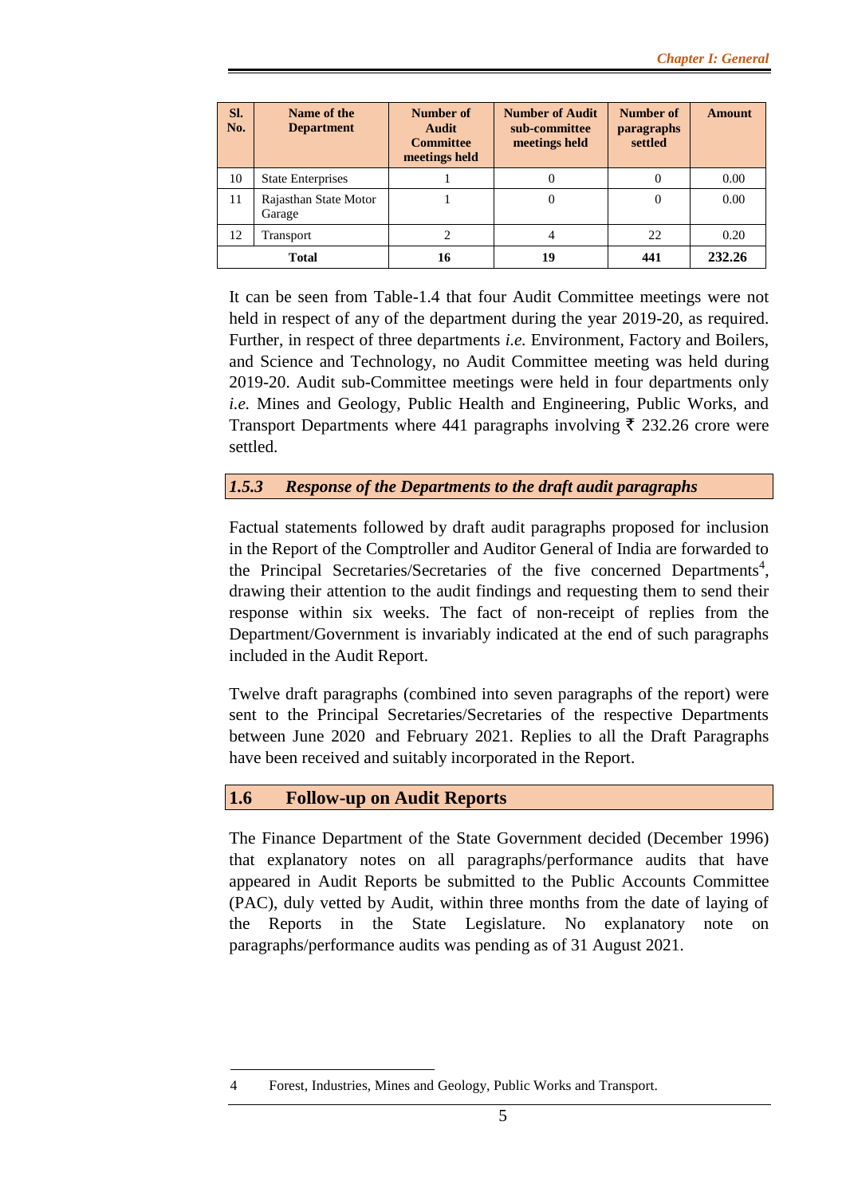| Sl. No. | Name of the Department | Number of Audit Committee meetings held | Number of Audit sub-committee meetings held | Number of paragraphs settled | Amount |
|---|---|---|---|---|---|
| 10 | State Enterprises | 1 | 0 | 0 | 0.00 |
| 11 | Rajasthan State Motor Garage | 1 | 0 | 0 | 0.00 |
| 12 | Transport | 2 | 4 | 22 | 0.20 |
| **Total** | | **16** | **19** | **441** | **232.26** |

It can be seen from Table-1.4 that four Audit Committee meetings were not held in respect of any of the department during the year 2019-20, as required. Further, in respect of three departments *i.e.* Environment, Factory and Boilers, and Science and Technology, no Audit Committee meeting was held during 2019-20. Audit sub-Committee meetings were held in four departments only *i.e.* Mines and Geology, Public Health and Engineering, Public Works, and Transport Departments where 441 paragraphs involving ₹ 232.26 crore were settled.

### *1.5.3 Response of the Departments to the draft audit paragraphs*

Factual statements followed by draft audit paragraphs proposed for inclusion in the Report of the Comptroller and Auditor General of India are forwarded to the Principal Secretaries/Secretaries of the five concerned Departments[4], drawing their attention to the audit findings and requesting them to send their response within six weeks. The fact of non-receipt of replies from the Department/Government is invariably indicated at the end of such paragraphs included in the Audit Report.

Twelve draft paragraphs (combined into seven paragraphs of the report) were sent to the Principal Secretaries/Secretaries of the respective Departments between June 2020 and February 2021. Replies to all the Draft Paragraphs have been received and suitably incorporated in the Report.

## 1.6 Follow-up on Audit Reports

The Finance Department of the State Government decided (December 1996) that explanatory notes on all paragraphs/performance audits that have appeared in Audit Reports be submitted to the Public Accounts Committee (PAC), duly vetted by Audit, within three months from the date of laying of the Reports in the State Legislature. No explanatory note on paragraphs/performance audits was pending as of 31 August 2021.

---

4 Forest, Industries, Mines and Geology, Public Works and Transport.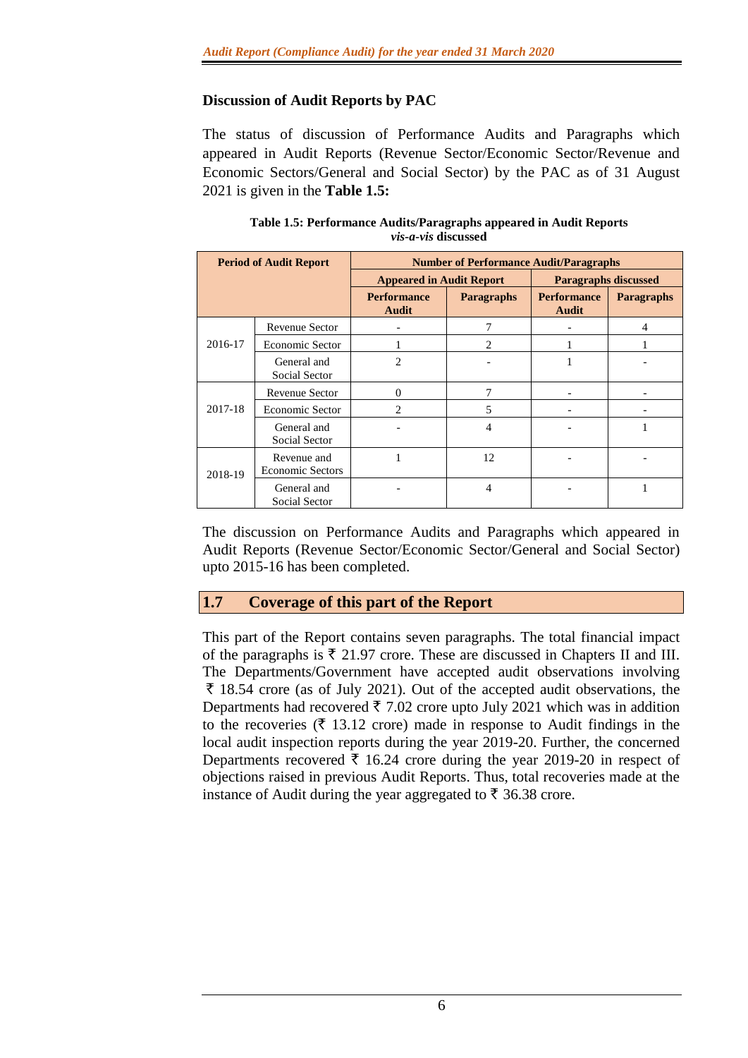### Discussion of Audit Reports by PAC

The status of discussion of Performance Audits and Paragraphs which appeared in Audit Reports (Revenue Sector/Economic Sector/Revenue and Economic Sectors/General and Social Sector) by the PAC as of 31 August 2021 is given in the **Table 1.5:**

**Table 1.5: Performance Audits/Paragraphs appeared in Audit Reports *vis-a-vis* discussed**

| Period of Audit Report | | Number of Performance Audit/Paragraphs | | | |
|---|---|---|---|---|---|
| | | Appeared in Audit Report | | Paragraphs discussed | |
| | | Performance Audit | Paragraphs | Performance Audit | Paragraphs |
| 2016-17 | Revenue Sector | - | 7 | - | 4 |
| | Economic Sector | 1 | 2 | 1 | 1 |
| | General and Social Sector | 2 | - | 1 | - |
| 2017-18 | Revenue Sector | 0 | 7 | - | - |
| | Economic Sector | 2 | 5 | - | - |
| | General and Social Sector | - | 4 | - | 1 |
| 2018-19 | Revenue and Economic Sectors | 1 | 12 | - | - |
| | General and Social Sector | - | 4 | - | 1 |

The discussion on Performance Audits and Paragraphs which appeared in Audit Reports (Revenue Sector/Economic Sector/General and Social Sector) upto 2015-16 has been completed.

## 1.7 Coverage of this part of the Report

This part of the Report contains seven paragraphs. The total financial impact of the paragraphs is ₹ 21.97 crore. These are discussed in Chapters II and III. The Departments/Government have accepted audit observations involving ₹ 18.54 crore (as of July 2021). Out of the accepted audit observations, the Departments had recovered ₹ 7.02 crore upto July 2021 which was in addition to the recoveries (₹ 13.12 crore) made in response to Audit findings in the local audit inspection reports during the year 2019-20. Further, the concerned Departments recovered ₹ 16.24 crore during the year 2019-20 in respect of objections raised in previous Audit Reports. Thus, total recoveries made at the instance of Audit during the year aggregated to ₹ 36.38 crore.